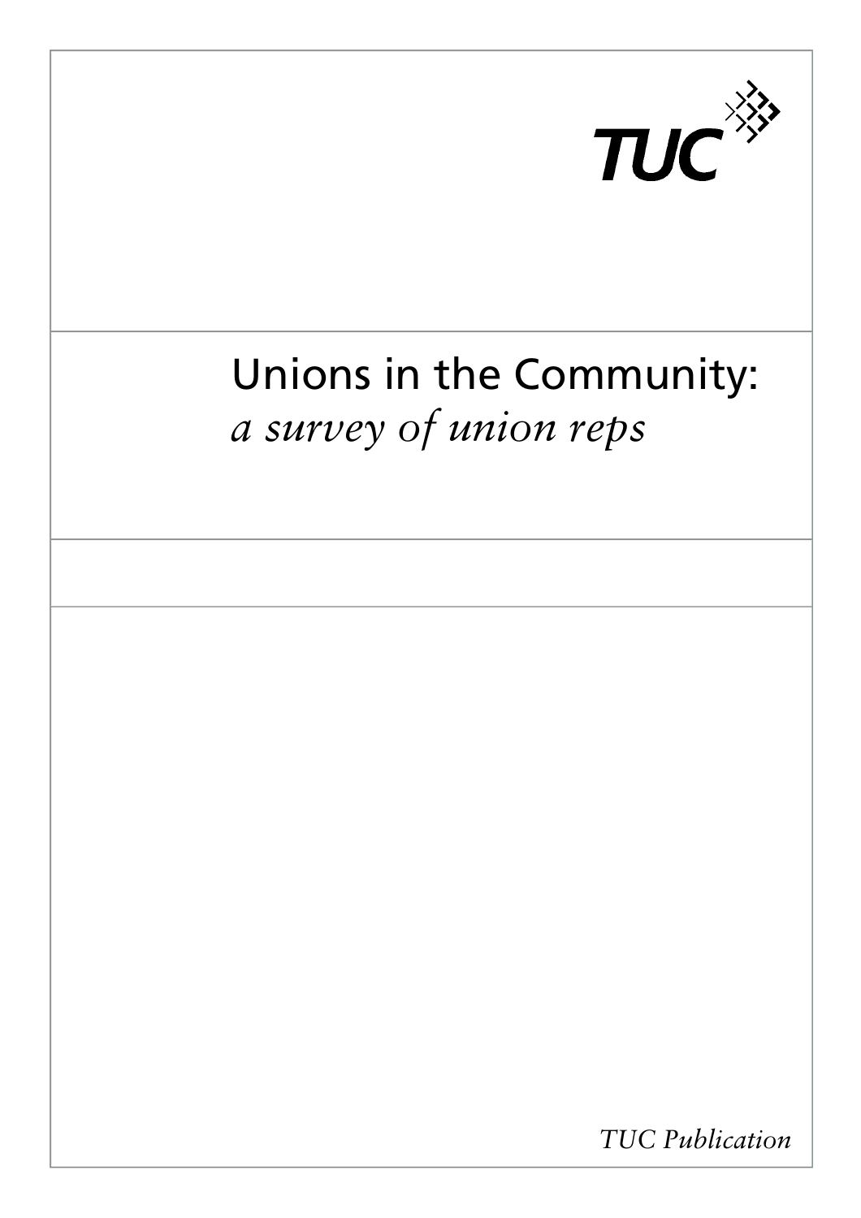TUC

# Unions in the Community:
*a survey of union reps*

*TUC Publication*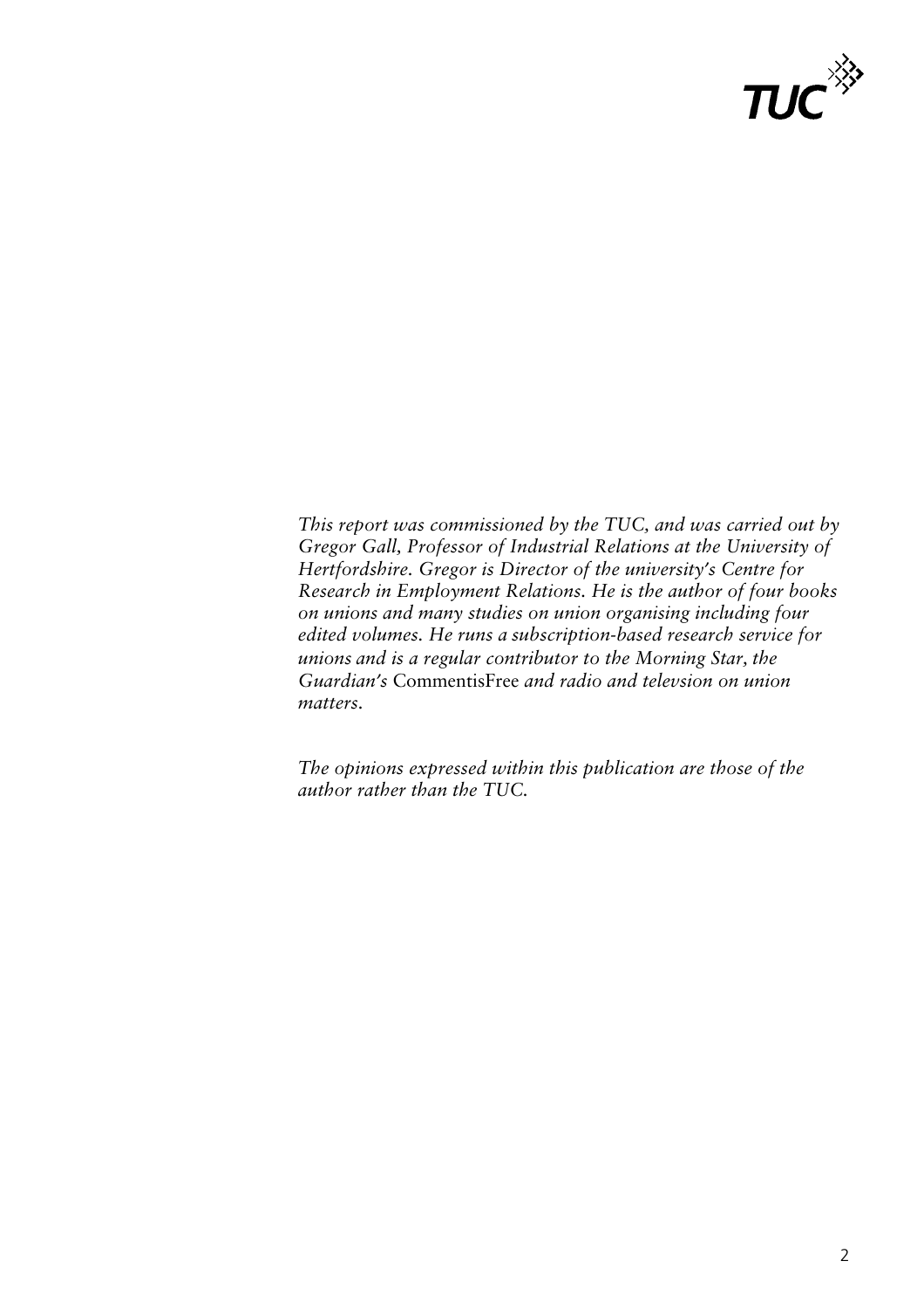*This report was commissioned by the TUC, and was carried out by Gregor Gall, Professor of Industrial Relations at the University of Hertfordshire. Gregor is Director of the university's Centre for Research in Employment Relations. He is the author of four books on unions and many studies on union organising including four edited volumes. He runs a subscription-based research service for unions and is a regular contributor to the Morning Star, the Guardian's* CommentisFree *and radio and televsion on union matters.*

*The opinions expressed within this publication are those of the author rather than the TUC.*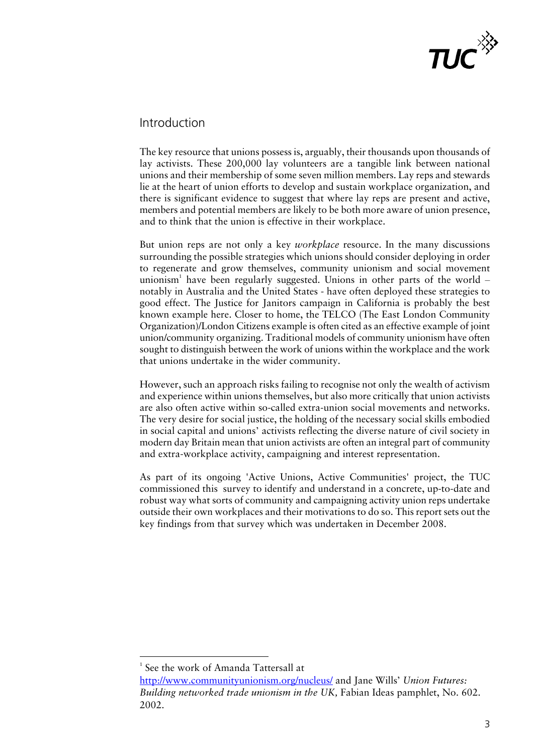## Introduction

The key resource that unions possess is, arguably, their thousands upon thousands of lay activists. These 200,000 lay volunteers are a tangible link between national unions and their membership of some seven million members. Lay reps and stewards lie at the heart of union efforts to develop and sustain workplace organization, and there is significant evidence to suggest that where lay reps are present and active, members and potential members are likely to be both more aware of union presence, and to think that the union is effective in their workplace.

But union reps are not only a key *workplace* resource. In the many discussions surrounding the possible strategies which unions should consider deploying in order to regenerate and grow themselves, community unionism and social movement unionism[1] have been regularly suggested. Unions in other parts of the world – notably in Australia and the United States - have often deployed these strategies to good effect. The Justice for Janitors campaign in California is probably the best known example here. Closer to home, the TELCO (The East London Community Organization)/London Citizens example is often cited as an effective example of joint union/community organizing. Traditional models of community unionism have often sought to distinguish between the work of unions within the workplace and the work that unions undertake in the wider community.

However, such an approach risks failing to recognise not only the wealth of activism and experience within unions themselves, but also more critically that union activists are also often active within so-called extra-union social movements and networks. The very desire for social justice, the holding of the necessary social skills embodied in social capital and unions' activists reflecting the diverse nature of civil society in modern day Britain mean that union activists are often an integral part of community and extra-workplace activity, campaigning and interest representation.

As part of its ongoing 'Active Unions, Active Communities' project, the TUC commissioned this survey to identify and understand in a concrete, up-to-date and robust way what sorts of community and campaigning activity union reps undertake outside their own workplaces and their motivations to do so. This report sets out the key findings from that survey which was undertaken in December 2008.

---

[1] See the work of Amanda Tattersall at http://www.communityunionism.org/nucleus/ and Jane Wills' *Union Futures: Building networked trade unionism in the UK,* Fabian Ideas pamphlet, No. 602. 2002.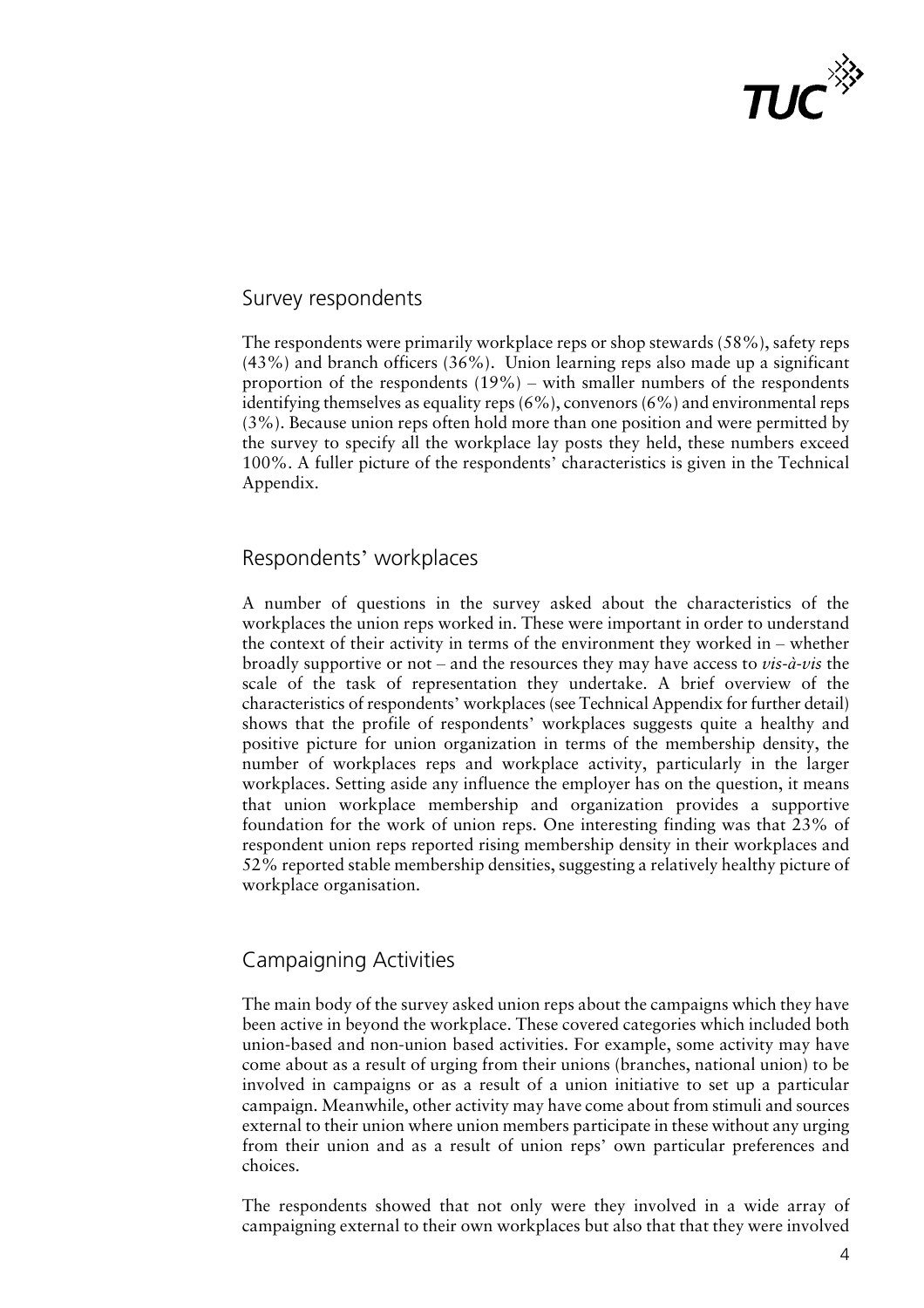## Survey respondents

The respondents were primarily workplace reps or shop stewards (58%), safety reps (43%) and branch officers (36%). Union learning reps also made up a significant proportion of the respondents (19%) – with smaller numbers of the respondents identifying themselves as equality reps (6%), convenors (6%) and environmental reps (3%). Because union reps often hold more than one position and were permitted by the survey to specify all the workplace lay posts they held, these numbers exceed 100%. A fuller picture of the respondents' characteristics is given in the Technical Appendix.

## Respondents' workplaces

A number of questions in the survey asked about the characteristics of the workplaces the union reps worked in. These were important in order to understand the context of their activity in terms of the environment they worked in – whether broadly supportive or not – and the resources they may have access to *vis-à-vis* the scale of the task of representation they undertake. A brief overview of the characteristics of respondents' workplaces (see Technical Appendix for further detail) shows that the profile of respondents' workplaces suggests quite a healthy and positive picture for union organization in terms of the membership density, the number of workplaces reps and workplace activity, particularly in the larger workplaces. Setting aside any influence the employer has on the question, it means that union workplace membership and organization provides a supportive foundation for the work of union reps. One interesting finding was that 23% of respondent union reps reported rising membership density in their workplaces and 52% reported stable membership densities, suggesting a relatively healthy picture of workplace organisation.

## Campaigning Activities

The main body of the survey asked union reps about the campaigns which they have been active in beyond the workplace. These covered categories which included both union-based and non-union based activities. For example, some activity may have come about as a result of urging from their unions (branches, national union) to be involved in campaigns or as a result of a union initiative to set up a particular campaign. Meanwhile, other activity may have come about from stimuli and sources external to their union where union members participate in these without any urging from their union and as a result of union reps' own particular preferences and choices.

The respondents showed that not only were they involved in a wide array of campaigning external to their own workplaces but also that that they were involved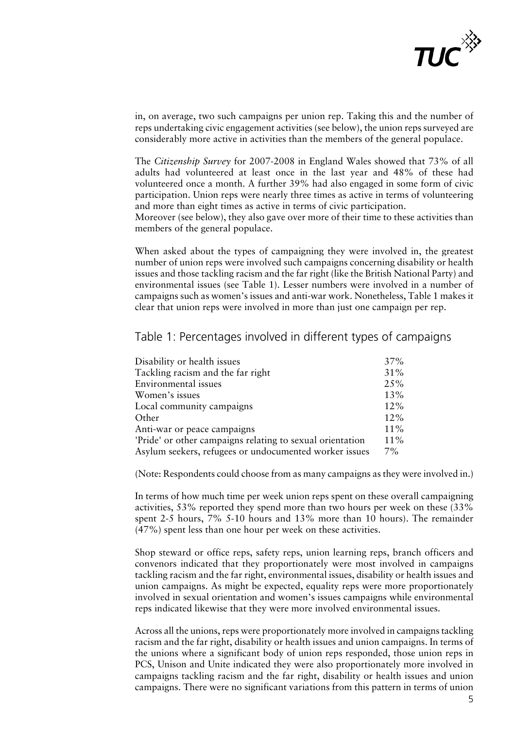in, on average, two such campaigns per union rep. Taking this and the number of reps undertaking civic engagement activities (see below), the union reps surveyed are considerably more active in activities than the members of the general populace.

The *Citizenship Survey* for 2007-2008 in England Wales showed that 73% of all adults had volunteered at least once in the last year and 48% of these had volunteered once a month. A further 39% had also engaged in some form of civic participation. Union reps were nearly three times as active in terms of volunteering and more than eight times as active in terms of civic participation.
Moreover (see below), they also gave over more of their time to these activities than members of the general populace.

When asked about the types of campaigning they were involved in, the greatest number of union reps were involved such campaigns concerning disability or health issues and those tackling racism and the far right (like the British National Party) and environmental issues (see Table 1). Lesser numbers were involved in a number of campaigns such as women's issues and anti-war work. Nonetheless, Table 1 makes it clear that union reps were involved in more than just one campaign per rep.

## Table 1: Percentages involved in different types of campaigns

| Campaign type | % |
|---|---|
| Disability or health issues | 37% |
| Tackling racism and the far right | 31% |
| Environmental issues | 25% |
| Women's issues | 13% |
| Local community campaigns | 12% |
| Other | 12% |
| Anti-war or peace campaigns | 11% |
| 'Pride' or other campaigns relating to sexual orientation | 11% |
| Asylum seekers, refugees or undocumented worker issues | 7% |

(Note: Respondents could choose from as many campaigns as they were involved in.)

In terms of how much time per week union reps spent on these overall campaigning activities, 53% reported they spend more than two hours per week on these (33% spent 2-5 hours, 7% 5-10 hours and 13% more than 10 hours). The remainder (47%) spent less than one hour per week on these activities.

Shop steward or office reps, safety reps, union learning reps, branch officers and convenors indicated that they proportionately were most involved in campaigns tackling racism and the far right, environmental issues, disability or health issues and union campaigns. As might be expected, equality reps were more proportionately involved in sexual orientation and women's issues campaigns while environmental reps indicated likewise that they were more involved environmental issues.

Across all the unions, reps were proportionately more involved in campaigns tackling racism and the far right, disability or health issues and union campaigns. In terms of the unions where a significant body of union reps responded, those union reps in PCS, Unison and Unite indicated they were also proportionately more involved in campaigns tackling racism and the far right, disability or health issues and union campaigns. There were no significant variations from this pattern in terms of union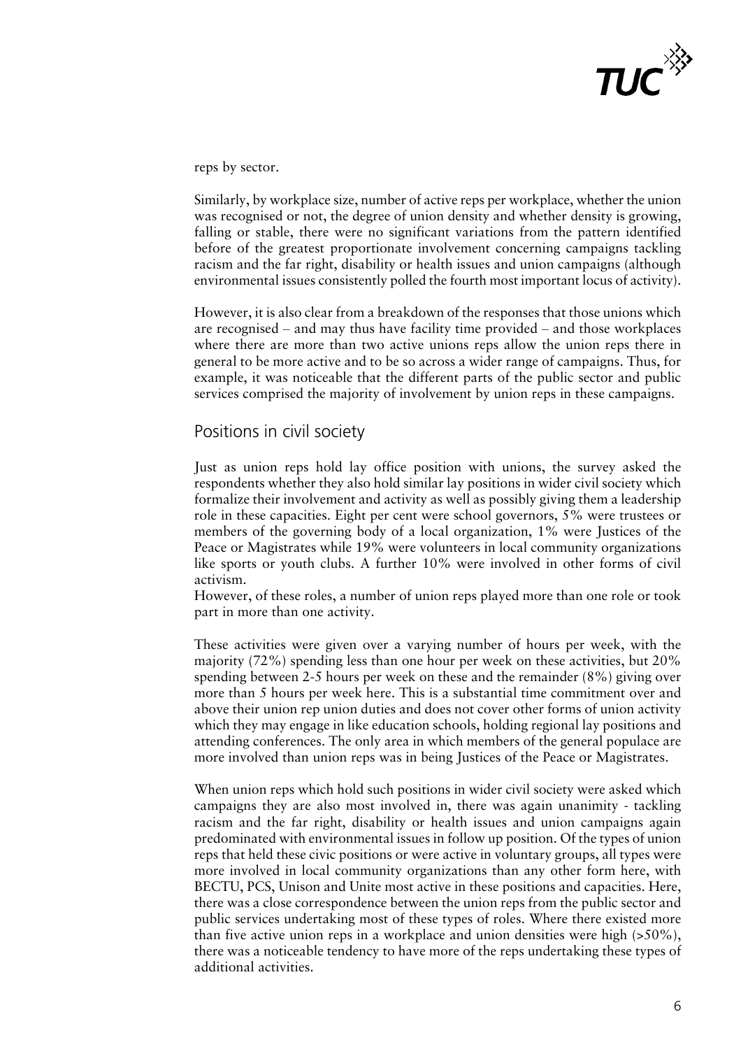reps by sector.

Similarly, by workplace size, number of active reps per workplace, whether the union was recognised or not, the degree of union density and whether density is growing, falling or stable, there were no significant variations from the pattern identified before of the greatest proportionate involvement concerning campaigns tackling racism and the far right, disability or health issues and union campaigns (although environmental issues consistently polled the fourth most important locus of activity).

However, it is also clear from a breakdown of the responses that those unions which are recognised – and may thus have facility time provided – and those workplaces where there are more than two active unions reps allow the union reps there in general to be more active and to be so across a wider range of campaigns. Thus, for example, it was noticeable that the different parts of the public sector and public services comprised the majority of involvement by union reps in these campaigns.

## Positions in civil society

Just as union reps hold lay office position with unions, the survey asked the respondents whether they also hold similar lay positions in wider civil society which formalize their involvement and activity as well as possibly giving them a leadership role in these capacities. Eight per cent were school governors, 5% were trustees or members of the governing body of a local organization, 1% were Justices of the Peace or Magistrates while 19% were volunteers in local community organizations like sports or youth clubs. A further 10% were involved in other forms of civil activism.
However, of these roles, a number of union reps played more than one role or took part in more than one activity.

These activities were given over a varying number of hours per week, with the majority (72%) spending less than one hour per week on these activities, but 20% spending between 2-5 hours per week on these and the remainder (8%) giving over more than 5 hours per week here. This is a substantial time commitment over and above their union rep union duties and does not cover other forms of union activity which they may engage in like education schools, holding regional lay positions and attending conferences. The only area in which members of the general populace are more involved than union reps was in being Justices of the Peace or Magistrates.

When union reps which hold such positions in wider civil society were asked which campaigns they are also most involved in, there was again unanimity - tackling racism and the far right, disability or health issues and union campaigns again predominated with environmental issues in follow up position. Of the types of union reps that held these civic positions or were active in voluntary groups, all types were more involved in local community organizations than any other form here, with BECTU, PCS, Unison and Unite most active in these positions and capacities. Here, there was a close correspondence between the union reps from the public sector and public services undertaking most of these types of roles. Where there existed more than five active union reps in a workplace and union densities were high (>50%), there was a noticeable tendency to have more of the reps undertaking these types of additional activities.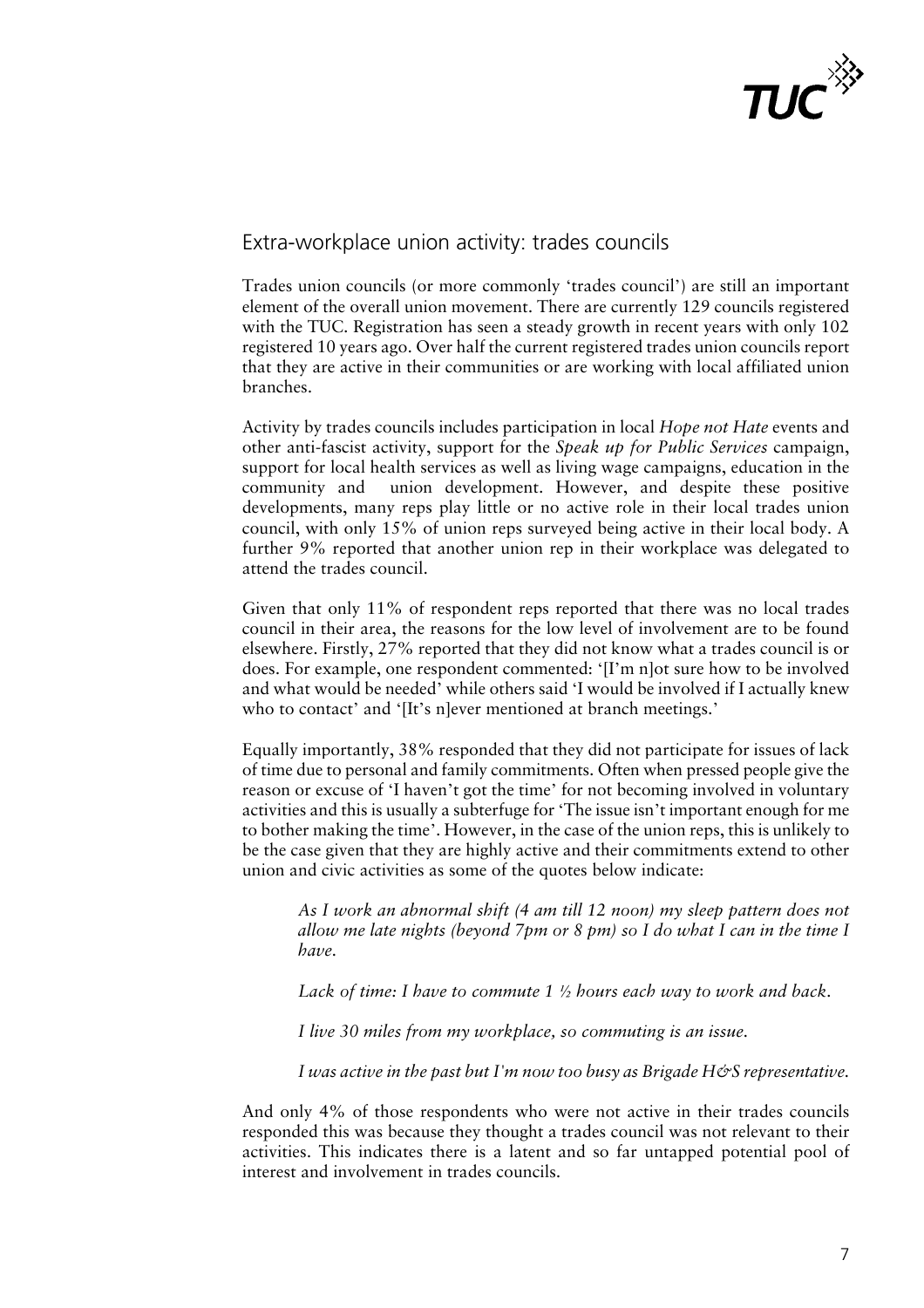## Extra-workplace union activity: trades councils

Trades union councils (or more commonly 'trades council') are still an important element of the overall union movement. There are currently 129 councils registered with the TUC. Registration has seen a steady growth in recent years with only 102 registered 10 years ago. Over half the current registered trades union councils report that they are active in their communities or are working with local affiliated union branches.

Activity by trades councils includes participation in local *Hope not Hate* events and other anti-fascist activity, support for the *Speak up for Public Services* campaign, support for local health services as well as living wage campaigns, education in the community and union development. However, and despite these positive developments, many reps play little or no active role in their local trades union council, with only 15% of union reps surveyed being active in their local body. A further 9% reported that another union rep in their workplace was delegated to attend the trades council.

Given that only 11% of respondent reps reported that there was no local trades council in their area, the reasons for the low level of involvement are to be found elsewhere. Firstly, 27% reported that they did not know what a trades council is or does. For example, one respondent commented: '[I'm n]ot sure how to be involved and what would be needed' while others said 'I would be involved if I actually knew who to contact' and '[It's n]ever mentioned at branch meetings.'

Equally importantly, 38% responded that they did not participate for issues of lack of time due to personal and family commitments. Often when pressed people give the reason or excuse of 'I haven't got the time' for not becoming involved in voluntary activities and this is usually a subterfuge for 'The issue isn't important enough for me to bother making the time'. However, in the case of the union reps, this is unlikely to be the case given that they are highly active and their commitments extend to other union and civic activities as some of the quotes below indicate:

> *As I work an abnormal shift (4 am till 12 noon) my sleep pattern does not allow me late nights (beyond 7pm or 8 pm) so I do what I can in the time I have.*
>
> *Lack of time: I have to commute 1 ½ hours each way to work and back.*
>
> *I live 30 miles from my workplace, so commuting is an issue.*
>
> *I was active in the past but I'm now too busy as Brigade H&S representative.*

And only 4% of those respondents who were not active in their trades councils responded this was because they thought a trades council was not relevant to their activities. This indicates there is a latent and so far untapped potential pool of interest and involvement in trades councils.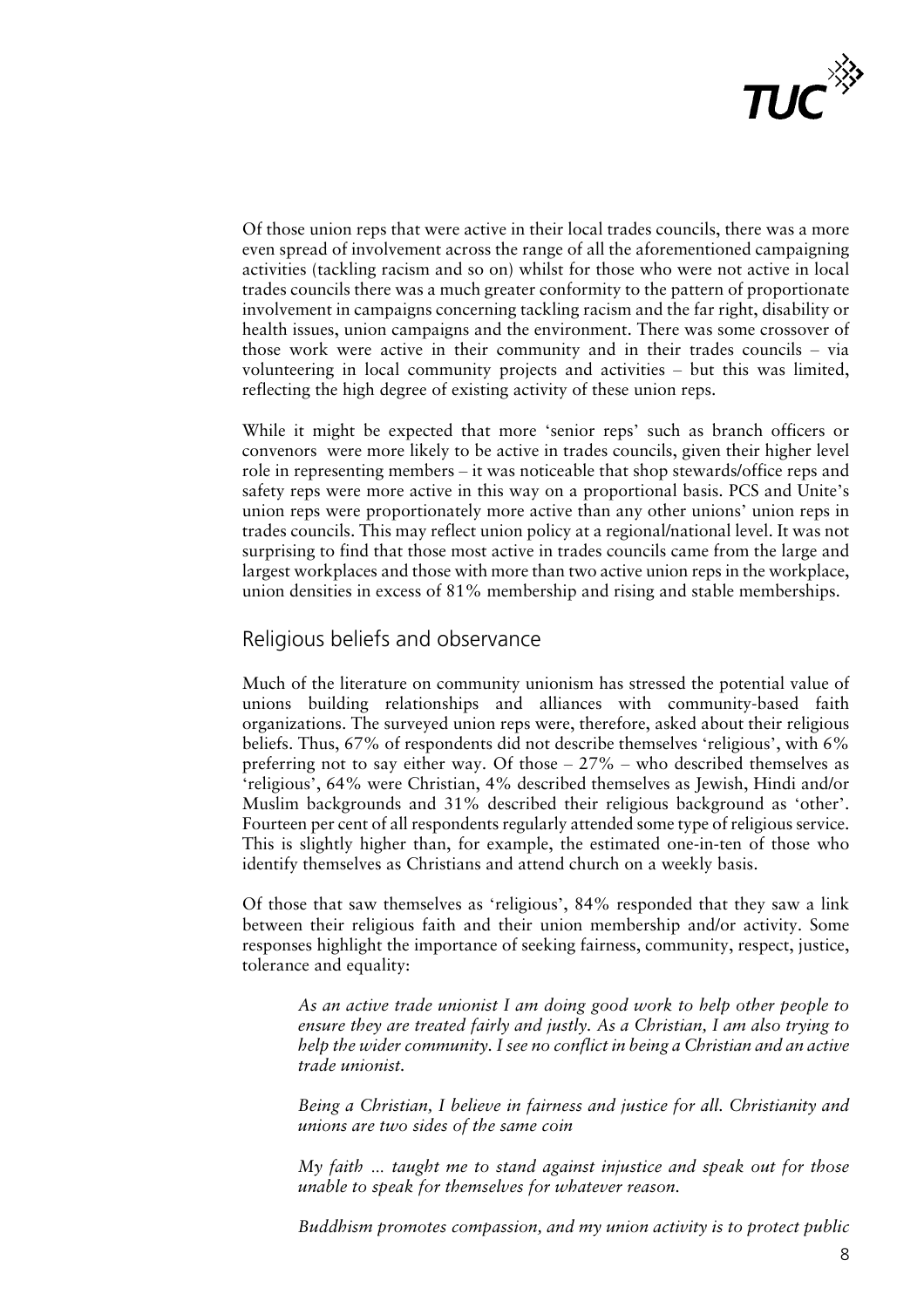Of those union reps that were active in their local trades councils, there was a more even spread of involvement across the range of all the aforementioned campaigning activities (tackling racism and so on) whilst for those who were not active in local trades councils there was a much greater conformity to the pattern of proportionate involvement in campaigns concerning tackling racism and the far right, disability or health issues, union campaigns and the environment. There was some crossover of those work were active in their community and in their trades councils – via volunteering in local community projects and activities – but this was limited, reflecting the high degree of existing activity of these union reps.

While it might be expected that more 'senior reps' such as branch officers or convenors were more likely to be active in trades councils, given their higher level role in representing members – it was noticeable that shop stewards/office reps and safety reps were more active in this way on a proportional basis. PCS and Unite's union reps were proportionately more active than any other unions' union reps in trades councils. This may reflect union policy at a regional/national level. It was not surprising to find that those most active in trades councils came from the large and largest workplaces and those with more than two active union reps in the workplace, union densities in excess of 81% membership and rising and stable memberships.

## Religious beliefs and observance

Much of the literature on community unionism has stressed the potential value of unions building relationships and alliances with community-based faith organizations. The surveyed union reps were, therefore, asked about their religious beliefs. Thus, 67% of respondents did not describe themselves 'religious', with 6% preferring not to say either way. Of those – 27% – who described themselves as 'religious', 64% were Christian, 4% described themselves as Jewish, Hindi and/or Muslim backgrounds and 31% described their religious background as 'other'. Fourteen per cent of all respondents regularly attended some type of religious service. This is slightly higher than, for example, the estimated one-in-ten of those who identify themselves as Christians and attend church on a weekly basis.

Of those that saw themselves as 'religious', 84% responded that they saw a link between their religious faith and their union membership and/or activity. Some responses highlight the importance of seeking fairness, community, respect, justice, tolerance and equality:

> *As an active trade unionist I am doing good work to help other people to ensure they are treated fairly and justly. As a Christian, I am also trying to help the wider community. I see no conflict in being a Christian and an active trade unionist.*

> *Being a Christian, I believe in fairness and justice for all. Christianity and unions are two sides of the same coin*

> *My faith ... taught me to stand against injustice and speak out for those unable to speak for themselves for whatever reason.*

> *Buddhism promotes compassion, and my union activity is to protect public*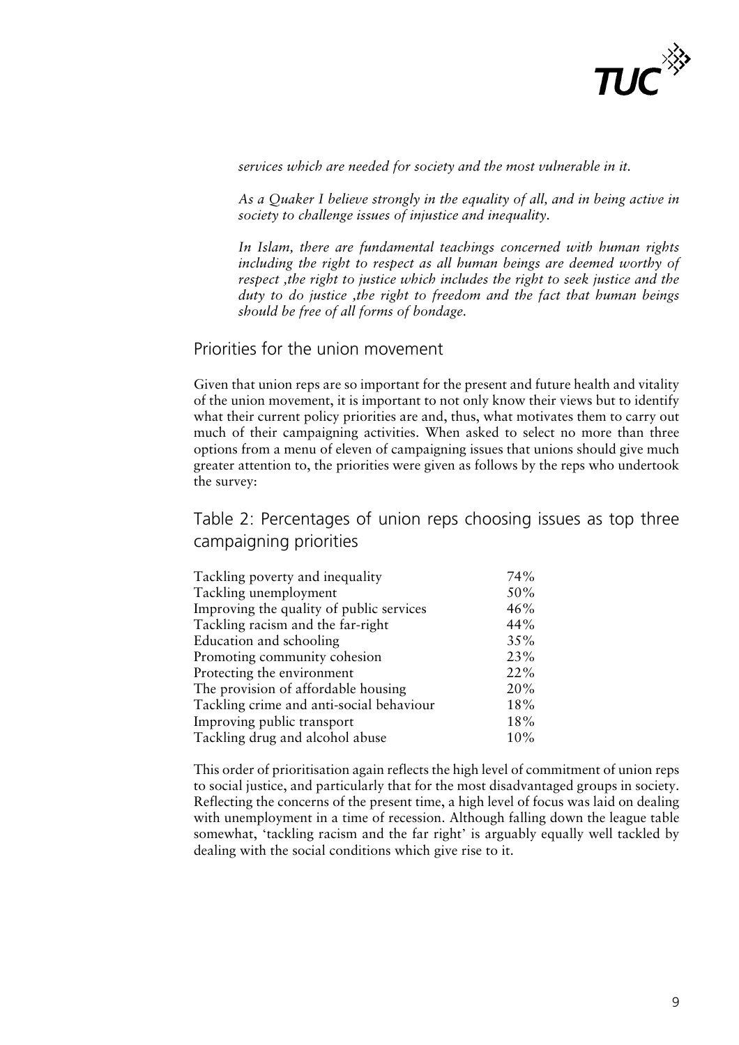*services which are needed for society and the most vulnerable in it.*

*As a Quaker I believe strongly in the equality of all, and in being active in society to challenge issues of injustice and inequality.*

*In Islam, there are fundamental teachings concerned with human rights including the right to respect as all human beings are deemed worthy of respect ,the right to justice which includes the right to seek justice and the duty to do justice ,the right to freedom and the fact that human beings should be free of all forms of bondage.*

## Priorities for the union movement

Given that union reps are so important for the present and future health and vitality of the union movement, it is important to not only know their views but to identify what their current policy priorities are and, thus, what motivates them to carry out much of their campaigning activities. When asked to select no more than three options from a menu of eleven of campaigning issues that unions should give much greater attention to, the priorities were given as follows by the reps who undertook the survey:

## Table 2: Percentages of union reps choosing issues as top three campaigning priorities

| Issue | % |
|---|---|
| Tackling poverty and inequality | 74% |
| Tackling unemployment | 50% |
| Improving the quality of public services | 46% |
| Tackling racism and the far-right | 44% |
| Education and schooling | 35% |
| Promoting community cohesion | 23% |
| Protecting the environment | 22% |
| The provision of affordable housing | 20% |
| Tackling crime and anti-social behaviour | 18% |
| Improving public transport | 18% |
| Tackling drug and alcohol abuse | 10% |

This order of prioritisation again reflects the high level of commitment of union reps to social justice, and particularly that for the most disadvantaged groups in society. Reflecting the concerns of the present time, a high level of focus was laid on dealing with unemployment in a time of recession. Although falling down the league table somewhat, 'tackling racism and the far right' is arguably equally well tackled by dealing with the social conditions which give rise to it.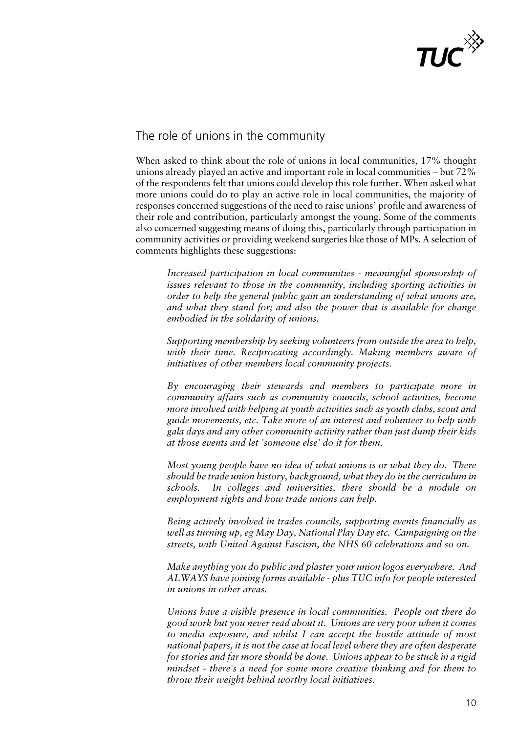## The role of unions in the community

When asked to think about the role of unions in local communities, 17% thought unions already played an active and important role in local communities – but 72% of the respondents felt that unions could develop this role further. When asked what more unions could do to play an active role in local communities, the majority of responses concerned suggestions of the need to raise unions' profile and awareness of their role and contribution, particularly amongst the young. Some of the comments also concerned suggesting means of doing this, particularly through participation in community activities or providing weekend surgeries like those of MPs. A selection of comments highlights these suggestions:

> *Increased participation in local communities - meaningful sponsorship of issues relevant to those in the community, including sporting activities in order to help the general public gain an understanding of what unions are, and what they stand for; and also the power that is available for change embodied in the solidarity of unions.*

> *Supporting membership by seeking volunteers from outside the area to help, with their time. Reciprocating accordingly. Making members aware of initiatives of other members local community projects.*

> *By encouraging their stewards and members to participate more in community affairs such as community councils, school activities, become more involved with helping at youth activities such as youth clubs, scout and guide movements, etc. Take more of an interest and volunteer to help with gala days and any other community activity rather than just dump their kids at those events and let 'someone else' do it for them.*

> *Most young people have no idea of what unions is or what they do. There should be trade union history, background, what they do in the curriculum in schools. In colleges and universities, there should be a module on employment rights and how trade unions can help.*

> *Being actively involved in trades councils, supporting events financially as well as turning up, eg May Day, National Play Day etc. Campaigning on the streets, with United Against Fascism, the NHS 60 celebrations and so on.*

> *Make anything you do public and plaster your union logos everywhere. And ALWAYS have joining forms available - plus TUC info for people interested in unions in other areas.*

> *Unions have a visible presence in local communities. People out there do good work but you never read about it. Unions are very poor when it comes to media exposure, and whilst I can accept the hostile attitude of most national papers, it is not the case at local level where they are often desperate for stories and far more should be done. Unions appear to be stuck in a rigid mindset - there's a need for some more creative thinking and for them to throw their weight behind worthy local initiatives.*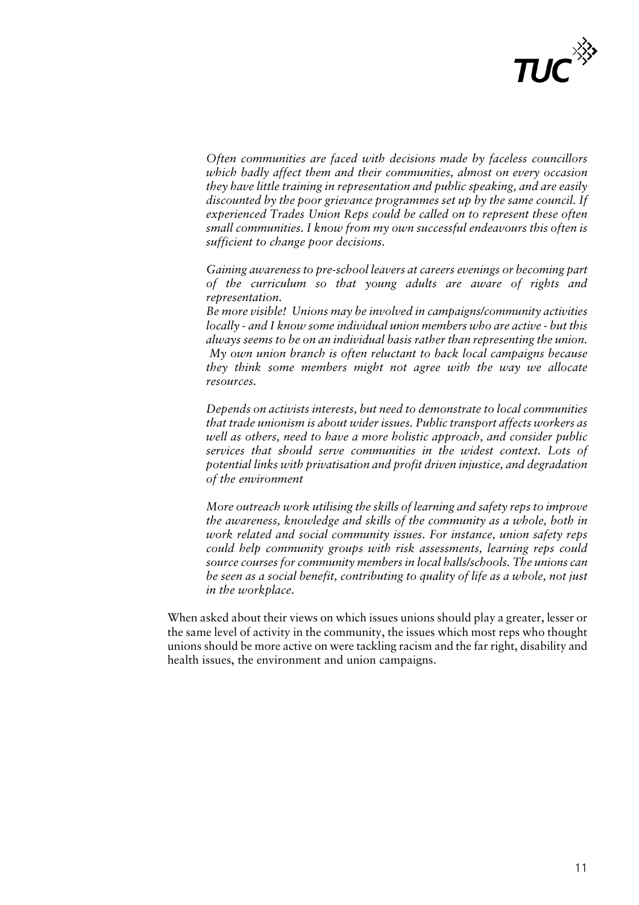*Often communities are faced with decisions made by faceless councillors which badly affect them and their communities, almost on every occasion they have little training in representation and public speaking, and are easily discounted by the poor grievance programmes set up by the same council. If experienced Trades Union Reps could be called on to represent these often small communities. I know from my own successful endeavours this often is sufficient to change poor decisions.*

*Gaining awareness to pre-school leavers at careers evenings or becoming part of the curriculum so that young adults are aware of rights and representation.*

*Be more visible! Unions may be involved in campaigns/community activities locally - and I know some individual union members who are active - but this always seems to be on an individual basis rather than representing the union. My own union branch is often reluctant to back local campaigns because they think some members might not agree with the way we allocate resources.*

*Depends on activists interests, but need to demonstrate to local communities that trade unionism is about wider issues. Public transport affects workers as well as others, need to have a more holistic approach, and consider public services that should serve communities in the widest context. Lots of potential links with privatisation and profit driven injustice, and degradation of the environment*

*More outreach work utilising the skills of learning and safety reps to improve the awareness, knowledge and skills of the community as a whole, both in work related and social community issues. For instance, union safety reps could help community groups with risk assessments, learning reps could source courses for community members in local halls/schools. The unions can be seen as a social benefit, contributing to quality of life as a whole, not just in the workplace.*

When asked about their views on which issues unions should play a greater, lesser or the same level of activity in the community, the issues which most reps who thought unions should be more active on were tackling racism and the far right, disability and health issues, the environment and union campaigns.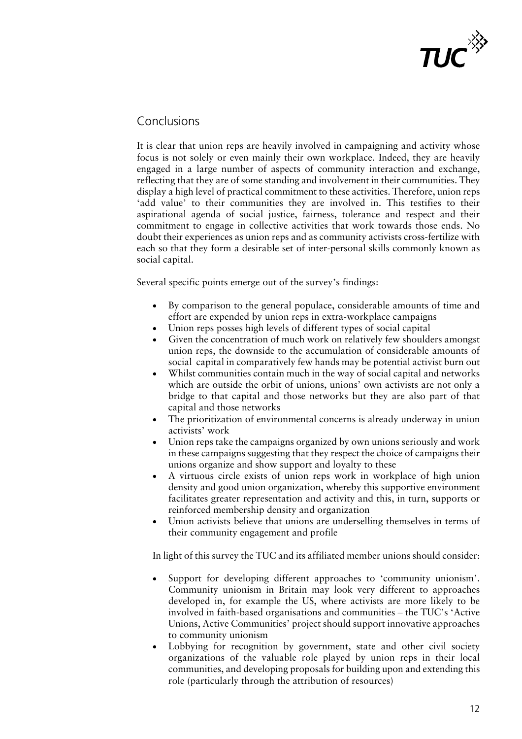## Conclusions

It is clear that union reps are heavily involved in campaigning and activity whose focus is not solely or even mainly their own workplace. Indeed, they are heavily engaged in a large number of aspects of community interaction and exchange, reflecting that they are of some standing and involvement in their communities. They display a high level of practical commitment to these activities. Therefore, union reps 'add value' to their communities they are involved in. This testifies to their aspirational agenda of social justice, fairness, tolerance and respect and their commitment to engage in collective activities that work towards those ends. No doubt their experiences as union reps and as community activists cross-fertilize with each so that they form a desirable set of inter-personal skills commonly known as social capital.

Several specific points emerge out of the survey's findings:

- By comparison to the general populace, considerable amounts of time and effort are expended by union reps in extra-workplace campaigns
- Union reps posses high levels of different types of social capital
- Given the concentration of much work on relatively few shoulders amongst union reps, the downside to the accumulation of considerable amounts of social capital in comparatively few hands may be potential activist burn out
- Whilst communities contain much in the way of social capital and networks which are outside the orbit of unions, unions' own activists are not only a bridge to that capital and those networks but they are also part of that capital and those networks
- The prioritization of environmental concerns is already underway in union activists' work
- Union reps take the campaigns organized by own unions seriously and work in these campaigns suggesting that they respect the choice of campaigns their unions organize and show support and loyalty to these
- A virtuous circle exists of union reps work in workplace of high union density and good union organization, whereby this supportive environment facilitates greater representation and activity and this, in turn, supports or reinforced membership density and organization
- Union activists believe that unions are underselling themselves in terms of their community engagement and profile

In light of this survey the TUC and its affiliated member unions should consider:

- Support for developing different approaches to 'community unionism'. Community unionism in Britain may look very different to approaches developed in, for example the US, where activists are more likely to be involved in faith-based organisations and communities – the TUC's 'Active Unions, Active Communities' project should support innovative approaches to community unionism
- Lobbying for recognition by government, state and other civil society organizations of the valuable role played by union reps in their local communities, and developing proposals for building upon and extending this role (particularly through the attribution of resources)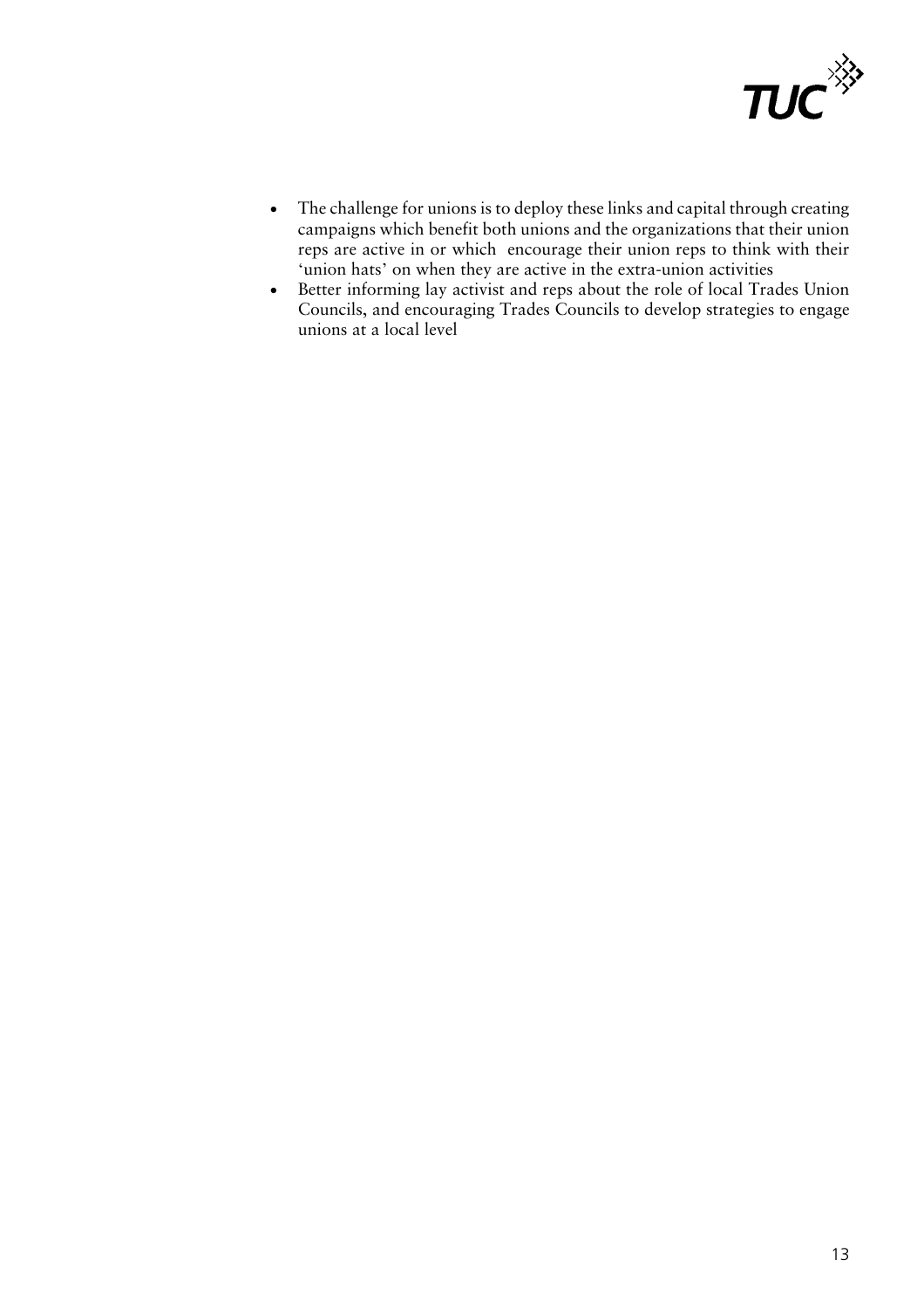- The challenge for unions is to deploy these links and capital through creating campaigns which benefit both unions and the organizations that their union reps are active in or which encourage their union reps to think with their 'union hats' on when they are active in the extra-union activities
- Better informing lay activist and reps about the role of local Trades Union Councils, and encouraging Trades Councils to develop strategies to engage unions at a local level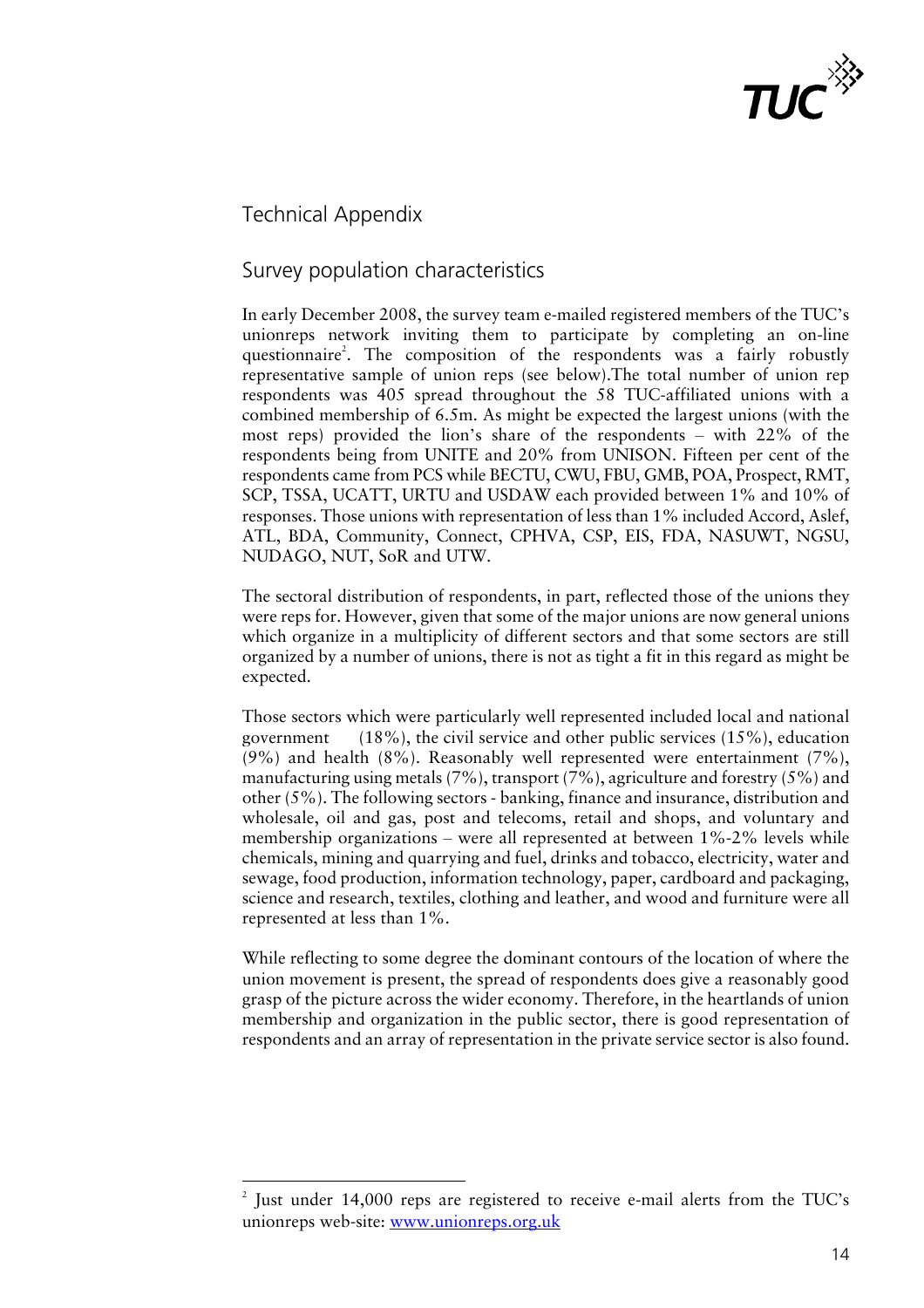# Technical Appendix

## Survey population characteristics

In early December 2008, the survey team e-mailed registered members of the TUC's unionreps network inviting them to participate by completing an on-line questionnaire[2]. The composition of the respondents was a fairly robustly representative sample of union reps (see below).The total number of union rep respondents was 405 spread throughout the 58 TUC-affiliated unions with a combined membership of 6.5m. As might be expected the largest unions (with the most reps) provided the lion's share of the respondents – with 22% of the respondents being from UNITE and 20% from UNISON. Fifteen per cent of the respondents came from PCS while BECTU, CWU, FBU, GMB, POA, Prospect, RMT, SCP, TSSA, UCATT, URTU and USDAW each provided between 1% and 10% of responses. Those unions with representation of less than 1% included Accord, Aslef, ATL, BDA, Community, Connect, CPHVA, CSP, EIS, FDA, NASUWT, NGSU, NUDAGO, NUT, SoR and UTW.

The sectoral distribution of respondents, in part, reflected those of the unions they were reps for. However, given that some of the major unions are now general unions which organize in a multiplicity of different sectors and that some sectors are still organized by a number of unions, there is not as tight a fit in this regard as might be expected.

Those sectors which were particularly well represented included local and national government (18%), the civil service and other public services (15%), education (9%) and health (8%). Reasonably well represented were entertainment (7%), manufacturing using metals (7%), transport (7%), agriculture and forestry (5%) and other (5%). The following sectors - banking, finance and insurance, distribution and wholesale, oil and gas, post and telecoms, retail and shops, and voluntary and membership organizations – were all represented at between 1%-2% levels while chemicals, mining and quarrying and fuel, drinks and tobacco, electricity, water and sewage, food production, information technology, paper, cardboard and packaging, science and research, textiles, clothing and leather, and wood and furniture were all represented at less than 1%.

While reflecting to some degree the dominant contours of the location of where the union movement is present, the spread of respondents does give a reasonably good grasp of the picture across the wider economy. Therefore, in the heartlands of union membership and organization in the public sector, there is good representation of respondents and an array of representation in the private service sector is also found.

[2] Just under 14,000 reps are registered to receive e-mail alerts from the TUC's unionreps web-site: www.unionreps.org.uk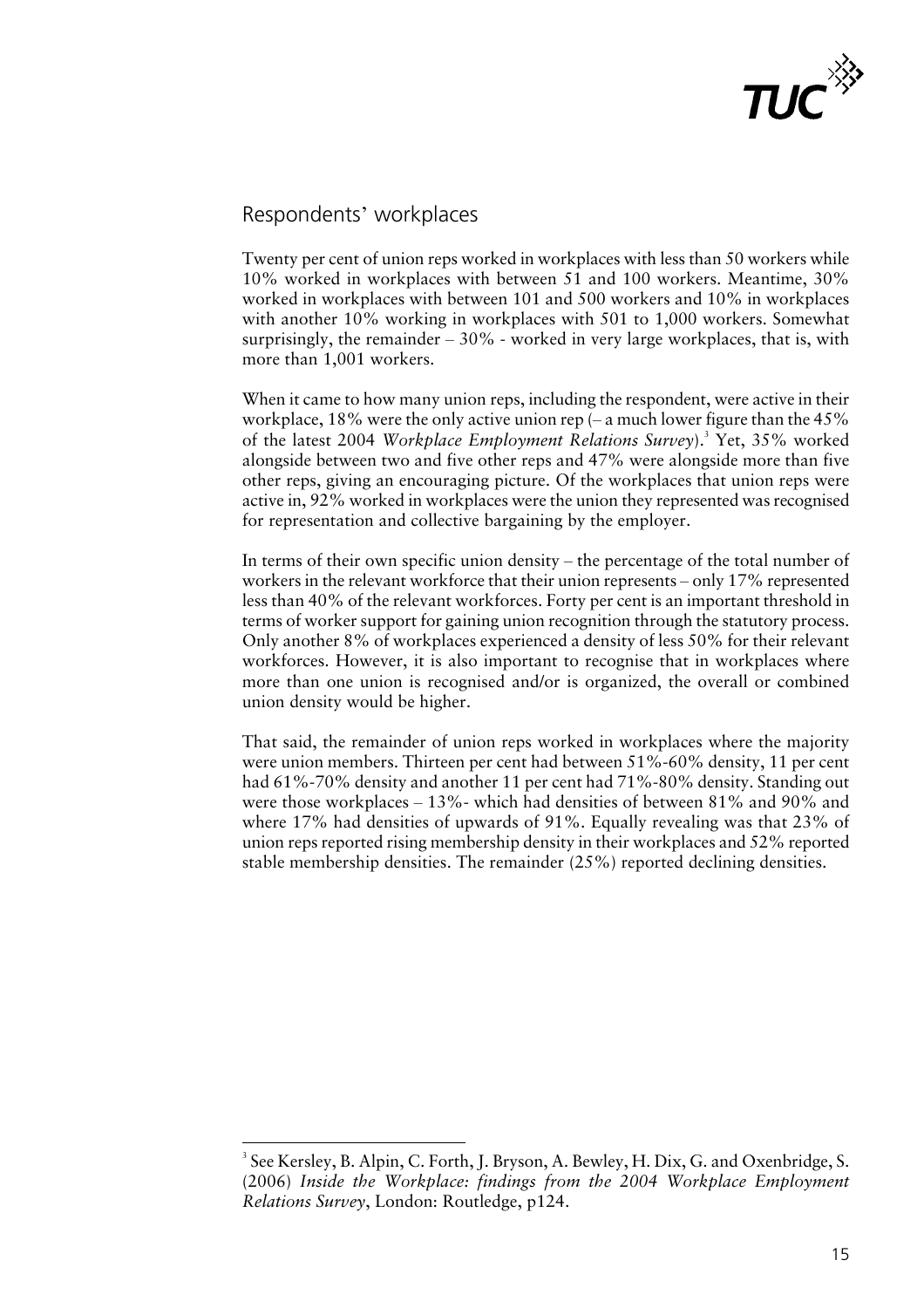## Respondents' workplaces

Twenty per cent of union reps worked in workplaces with less than 50 workers while 10% worked in workplaces with between 51 and 100 workers. Meantime, 30% worked in workplaces with between 101 and 500 workers and 10% in workplaces with another 10% working in workplaces with 501 to 1,000 workers. Somewhat surprisingly, the remainder – 30% - worked in very large workplaces, that is, with more than 1,001 workers.

When it came to how many union reps, including the respondent, were active in their workplace, 18% were the only active union rep (– a much lower figure than the 45% of the latest 2004 *Workplace Employment Relations Survey*).[3] Yet, 35% worked alongside between two and five other reps and 47% were alongside more than five other reps, giving an encouraging picture. Of the workplaces that union reps were active in, 92% worked in workplaces were the union they represented was recognised for representation and collective bargaining by the employer.

In terms of their own specific union density – the percentage of the total number of workers in the relevant workforce that their union represents – only 17% represented less than 40% of the relevant workforces. Forty per cent is an important threshold in terms of worker support for gaining union recognition through the statutory process. Only another 8% of workplaces experienced a density of less 50% for their relevant workforces. However, it is also important to recognise that in workplaces where more than one union is recognised and/or is organized, the overall or combined union density would be higher.

That said, the remainder of union reps worked in workplaces where the majority were union members. Thirteen per cent had between 51%-60% density, 11 per cent had 61%-70% density and another 11 per cent had 71%-80% density. Standing out were those workplaces – 13%- which had densities of between 81% and 90% and where 17% had densities of upwards of 91%. Equally revealing was that 23% of union reps reported rising membership density in their workplaces and 52% reported stable membership densities. The remainder (25%) reported declining densities.

[3] See Kersley, B. Alpin, C. Forth, J. Bryson, A. Bewley, H. Dix, G. and Oxenbridge, S. (2006) *Inside the Workplace: findings from the 2004 Workplace Employment Relations Survey*, London: Routledge, p124.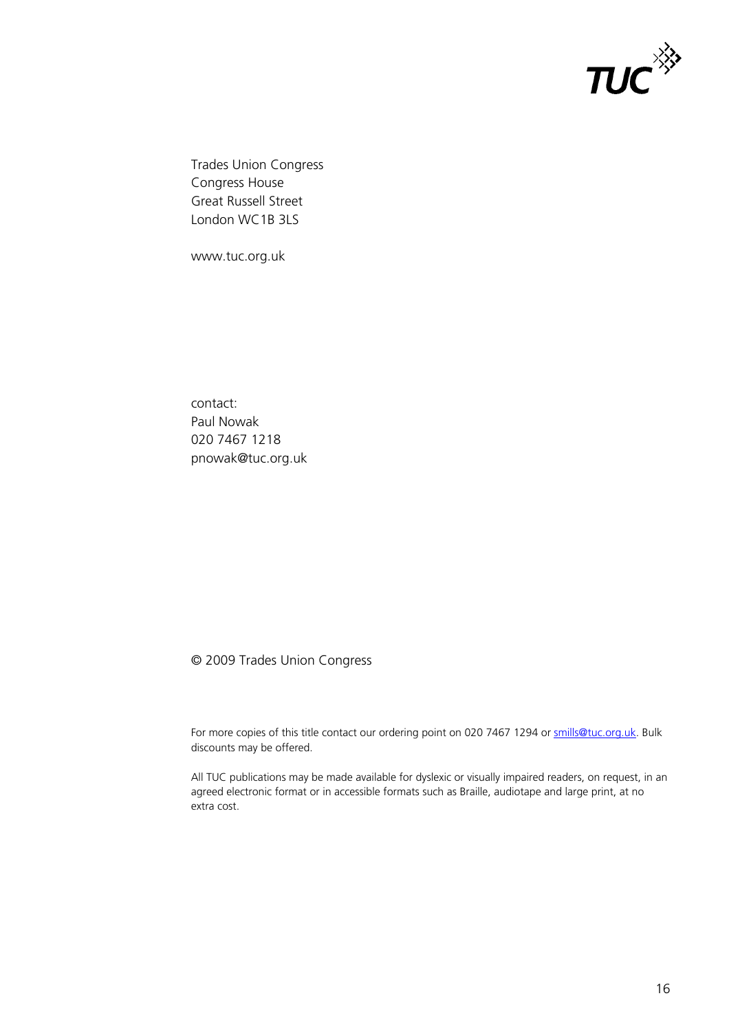Trades Union Congress
Congress House
Great Russell Street
London WC1B 3LS

www.tuc.org.uk

contact:
Paul Nowak
020 7467 1218
pnowak@tuc.org.uk

© 2009 Trades Union Congress

For more copies of this title contact our ordering point on 020 7467 1294 or smills@tuc.org.uk. Bulk discounts may be offered.

All TUC publications may be made available for dyslexic or visually impaired readers, on request, in an agreed electronic format or in accessible formats such as Braille, audiotape and large print, at no extra cost.